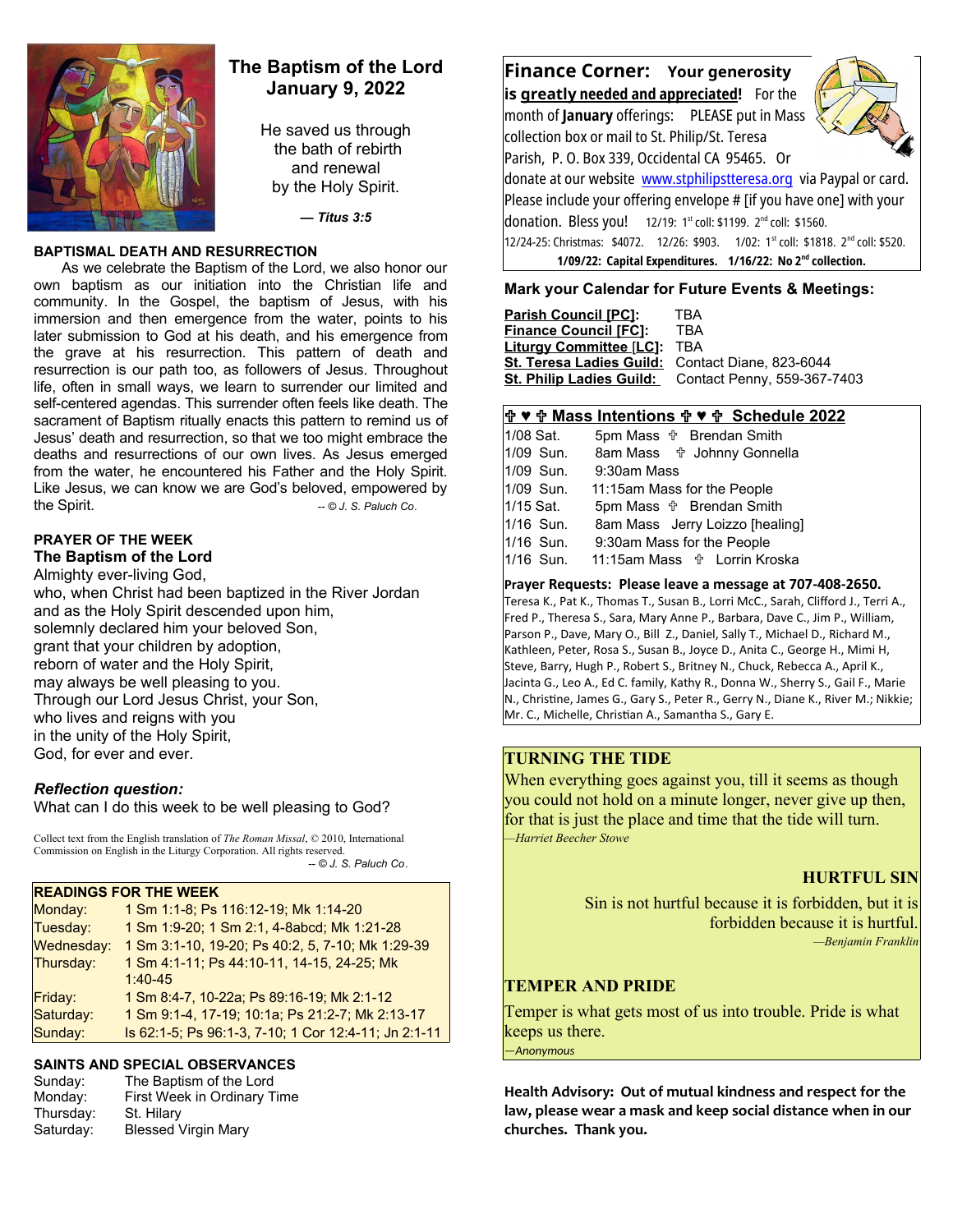# The Baptism of the Lord
## January 9, 2022

He saved us through
the bath of rebirth
and renewal
by the Holy Spirit.

***— Titus 3:5***

### BAPTISMAL DEATH AND RESURRECTION

As we celebrate the Baptism of the Lord, we also honor our own baptism as our initiation into the Christian life and community. In the Gospel, the baptism of Jesus, with his immersion and then emergence from the water, points to his later submission to God at his death, and his emergence from the grave at his resurrection. This pattern of death and resurrection is our path too, as followers of Jesus. Throughout life, often in small ways, we learn to surrender our limited and self-centered agendas. This surrender often feels like death. The sacrament of Baptism ritually enacts this pattern to remind us of Jesus' death and resurrection, so that we too might embrace the deaths and resurrections of our own lives. As Jesus emerged from the water, he encountered his Father and the Holy Spirit. Like Jesus, we can know we are God's beloved, empowered by the Spirit. *-- © J. S. Paluch Co*.

### PRAYER OF THE WEEK
**The Baptism of the Lord**

Almighty ever-living God,
who, when Christ had been baptized in the River Jordan
and as the Holy Spirit descended upon him,
solemnly declared him your beloved Son,
grant that your children by adoption,
reborn of water and the Holy Spirit,
may always be well pleasing to you.
Through our Lord Jesus Christ, your Son,
who lives and reigns with you
in the unity of the Holy Spirit,
God, for ever and ever.

***Reflection question:***
What can I do this week to be well pleasing to God?

Collect text from the English translation of *The Roman Missal*, © 2010, International Commission on English in the Liturgy Corporation. All rights reserved.
*-- © J. S. Paluch Co*.

| READINGS FOR THE WEEK | |
|---|---|
| Monday: | 1 Sm 1:1-8; Ps 116:12-19; Mk 1:14-20 |
| Tuesday: | 1 Sm 1:9-20; 1 Sm 2:1, 4-8abcd; Mk 1:21-28 |
| Wednesday: | 1 Sm 3:1-10, 19-20; Ps 40:2, 5, 7-10; Mk 1:29-39 |
| Thursday: | 1 Sm 4:1-11; Ps 44:10-11, 14-15, 24-25; Mk 1:40-45 |
| Friday: | 1 Sm 8:4-7, 10-22a; Ps 89:16-19; Mk 2:1-12 |
| Saturday: | 1 Sm 9:1-4, 17-19; 10:1a; Ps 21:2-7; Mk 2:13-17 |
| Sunday: | Is 62:1-5; Ps 96:1-3, 7-10; 1 Cor 12:4-11; Jn 2:1-11 |

### SAINTS AND SPECIAL OBSERVANCES

| | |
|---|---|
| Sunday: | The Baptism of the Lord |
| Monday: | First Week in Ordinary Time |
| Thursday: | St. Hilary |
| Saturday: | Blessed Virgin Mary |

## Finance Corner: Your generosity is <u>greatly needed and appreciated</u>!

For the month of **January** offerings: PLEASE put in Mass collection box or mail to St. Philip/St. Teresa Parish, P. O. Box 339, Occidental CA 95465. Or donate at our website www.stphilipstteresa.org via Paypal or card. Please include your offering envelope # [if you have one] with your donation. Bless you! 12/19: 1st coll: $1199. 2nd coll: $1560. 12/24-25: Christmas: $4072. 12/26: $903. 1/02: 1st coll: $1818. 2nd coll: $520. **1/09/22: Capital Expenditures. 1/16/22: No 2nd collection.**

### Mark your Calendar for Future Events & Meetings:

| | |
|---|---|
| **Parish Council [PC]:** | TBA |
| **Finance Council [FC]:** | TBA |
| **Liturgy Committee [LC]:** | TBA |
| **St. Teresa Ladies Guild:** | Contact Diane, 823-6044 |
| **St. Philip Ladies Guild:** | Contact Penny, 559-367-7403 |

### ✞ ♥ ✞ Mass Intentions ✞ ♥ ✞ Schedule 2022

| | |
|---|---|
| 1/08 Sat. | 5pm Mass ✞ Brendan Smith |
| 1/09 Sun. | 8am Mass ✞ Johnny Gonnella |
| 1/09 Sun. | 9:30am Mass |
| 1/09 Sun. | 11:15am Mass for the People |
| 1/15 Sat. | 5pm Mass ✞ Brendan Smith |
| 1/16 Sun. | 8am Mass Jerry Loizzo [healing] |
| 1/16 Sun. | 9:30am Mass for the People |
| 1/16 Sun. | 11:15am Mass ✞ Lorrin Kroska |

**Prayer Requests: Please leave a message at 707-408-2650.**
Teresa K., Pat K., Thomas T., Susan B., Lorri McC., Sarah, Clifford J., Terri A., Fred P., Theresa S., Sara, Mary Anne P., Barbara, Dave C., Jim P., William, Parson P., Dave, Mary O., Bill Z., Daniel, Sally T., Michael D., Richard M., Kathleen, Peter, Rosa S., Susan B., Joyce D., Anita C., George H., Mimi H, Steve, Barry, Hugh P., Robert S., Britney N., Chuck, Rebecca A., April K., Jacinta G., Leo A., Ed C. family, Kathy R., Donna W., Sherry S., Gail F., Marie N., Christine, James G., Gary S., Peter R., Gerry N., Diane K., River M.; Nikkie; Mr. C., Michelle, Christian A., Samantha S., Gary E.

### TURNING THE TIDE

When everything goes against you, till it seems as though you could not hold on a minute longer, never give up then, for that is just the place and time that the tide will turn.
*—Harriet Beecher Stowe*

### HURTFUL SIN

Sin is not hurtful because it is forbidden, but it is forbidden because it is hurtful.
*—Benjamin Franklin*

### TEMPER AND PRIDE

Temper is what gets most of us into trouble. Pride is what keeps us there.
*—Anonymous*

**Health Advisory: Out of mutual kindness and respect for the law, please wear a mask and keep social distance when in our churches. Thank you.**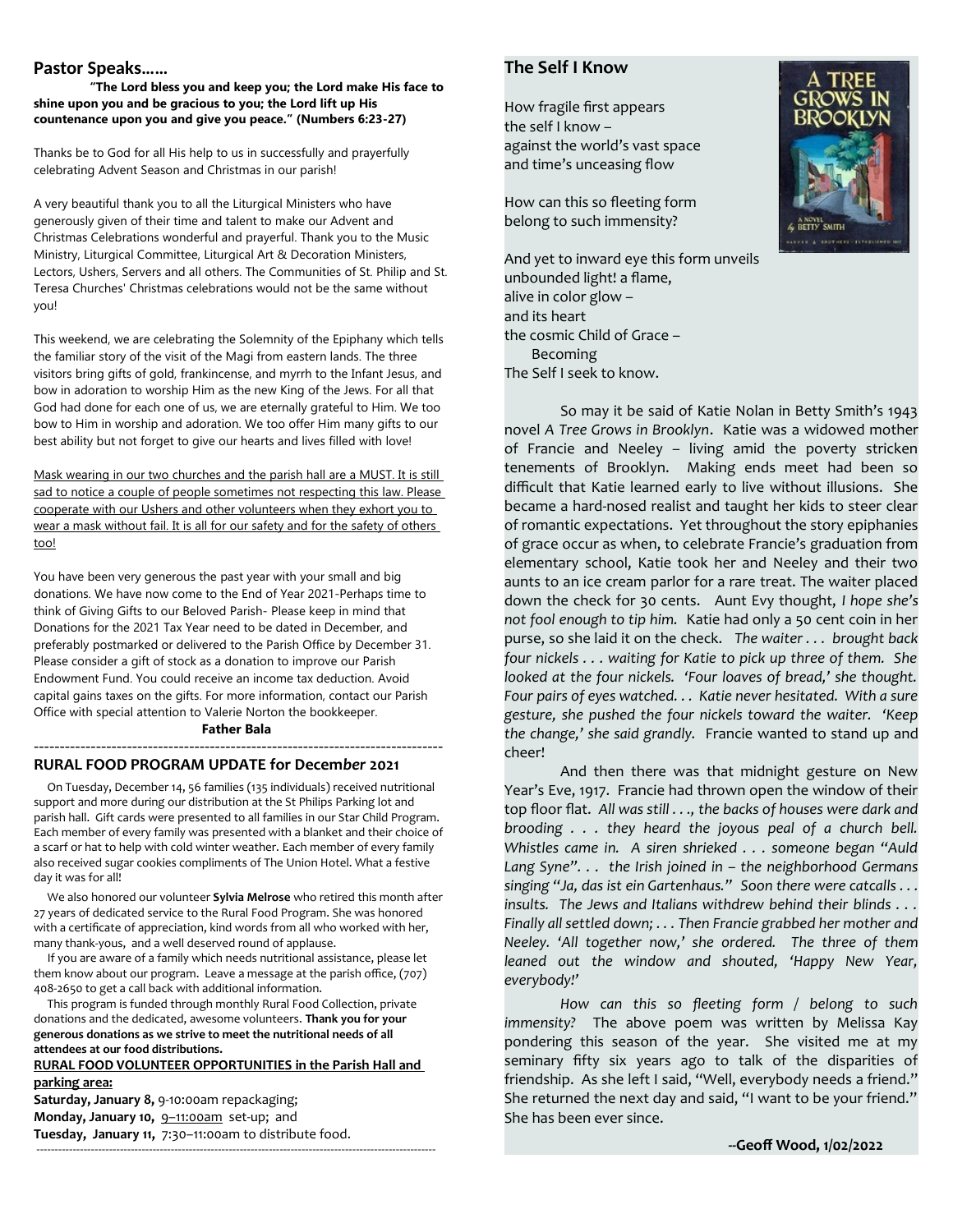## Pastor Speaks……

**"The Lord bless you and keep you; the Lord make His face to shine upon you and be gracious to you; the Lord lift up His countenance upon you and give you peace." (Numbers 6:23-27)**

Thanks be to God for all His help to us in successfully and prayerfully celebrating Advent Season and Christmas in our parish!

A very beautiful thank you to all the Liturgical Ministers who have generously given of their time and talent to make our Advent and Christmas Celebrations wonderful and prayerful. Thank you to the Music Ministry, Liturgical Committee, Liturgical Art & Decoration Ministers, Lectors, Ushers, Servers and all others. The Communities of St. Philip and St. Teresa Churches' Christmas celebrations would not be the same without you!

This weekend, we are celebrating the Solemnity of the Epiphany which tells the familiar story of the visit of the Magi from eastern lands. The three visitors bring gifts of gold, frankincense, and myrrh to the Infant Jesus, and bow in adoration to worship Him as the new King of the Jews. For all that God had done for each one of us, we are eternally grateful to Him. We too bow to Him in worship and adoration. We too offer Him many gifts to our best ability but not forget to give our hearts and lives filled with love!

<u>Mask wearing in our two churches and the parish hall are a MUST. It is still sad to notice a couple of people sometimes not respecting this law. Please cooperate with our Ushers and other volunteers when they exhort you to wear a mask without fail. It is all for our safety and for the safety of others too!</u>

You have been very generous the past year with your small and big donations. We have now come to the End of Year 2021-Perhaps time to think of Giving Gifts to our Beloved Parish- Please keep in mind that Donations for the 2021 Tax Year need to be dated in December, and preferably postmarked or delivered to the Parish Office by December 31. Please consider a gift of stock as a donation to improve our Parish Endowment Fund. You could receive an income tax deduction. Avoid capital gains taxes on the gifts. For more information, contact our Parish Office with special attention to Valerie Norton the bookkeeper.

**Father Bala**

---

## RURAL FOOD PROGRAM UPDATE for Decem*ber* 2021

On Tuesday, December 14, 56 families (135 individuals) received nutritional support and more during our distribution at the St Philips Parking lot and parish hall. Gift cards were presented to all families in our Star Child Program. Each member of every family was presented with a blanket and their choice of a scarf or hat to help with cold winter weather. Each member of every family also received sugar cookies compliments of The Union Hotel. What a festive day it was for all!

We also honored our volunteer **Sylvia Melrose** who retired this month after 27 years of dedicated service to the Rural Food Program. She was honored with a certificate of appreciation, kind words from all who worked with her, many thank-yous, and a well deserved round of applause.

If you are aware of a family which needs nutritional assistance, please let them know about our program. Leave a message at the parish office, (707) 408-2650 to get a call back with additional information.

This program is funded through monthly Rural Food Collection, private donations and the dedicated, awesome volunteers. **Thank you for your generous donations as we strive to meet the nutritional needs of all attendees at our food distributions.**

**<u>RURAL FOOD VOLUNTEER OPPORTUNITIES in the Parish Hall and parking area:</u>**

**Saturday, January 8,** 9-10:00am repackaging;
**Monday, January 10,** <u>9–11:00am</u> set-up; and
**Tuesday, January 11,** 7:30–11:00am to distribute food.

---

## The Self I Know

How fragile first appears
the self I know –
against the world's vast space
and time's unceasing flow

How can this so fleeting form
belong to such immensity?

And yet to inward eye this form unveils
unbounded light! a flame,
alive in color glow –
and its heart
the cosmic Child of Grace –
Becoming
The Self I seek to know.

So may it be said of Katie Nolan in Betty Smith's 1943 novel *A Tree Grows in Brooklyn*. Katie was a widowed mother of Francie and Neeley – living amid the poverty stricken tenements of Brooklyn. Making ends meet had been so difficult that Katie learned early to live without illusions. She became a hard-nosed realist and taught her kids to steer clear of romantic expectations. Yet throughout the story epiphanies of grace occur as when, to celebrate Francie's graduation from elementary school, Katie took her and Neeley and their two aunts to an ice cream parlor for a rare treat. The waiter placed down the check for 30 cents. Aunt Evy thought, *I hope she's not fool enough to tip him.* Katie had only a 50 cent coin in her purse, so she laid it on the check. *The waiter . . . brought back four nickels . . . waiting for Katie to pick up three of them. She looked at the four nickels. 'Four loaves of bread,' she thought. Four pairs of eyes watched. . . Katie never hesitated. With a sure gesture, she pushed the four nickels toward the waiter. 'Keep the change,' she said grandly.* Francie wanted to stand up and cheer!

And then there was that midnight gesture on New Year's Eve, 1917. Francie had thrown open the window of their top floor flat. *All was still . . ., the backs of houses were dark and brooding . . . they heard the joyous peal of a church bell. Whistles came in. A siren shrieked . . . someone began "Auld Lang Syne". . . the Irish joined in – the neighborhood Germans singing "Ja, das ist ein Gartenhaus." Soon there were catcalls . . . insults. The Jews and Italians withdrew behind their blinds . . . Finally all settled down; . . . Then Francie grabbed her mother and Neeley. 'All together now,' she ordered. The three of them leaned out the window and shouted, 'Happy New Year, everybody!'*

*How can this so fleeting form / belong to such immensity?* The above poem was written by Melissa Kay pondering this season of the year. She visited me at my seminary fifty six years ago to talk of the disparities of friendship. As she left I said, "Well, everybody needs a friend." She returned the next day and said, "I want to be your friend." She has been ever since.

**--Geoff Wood, 1/02/2022**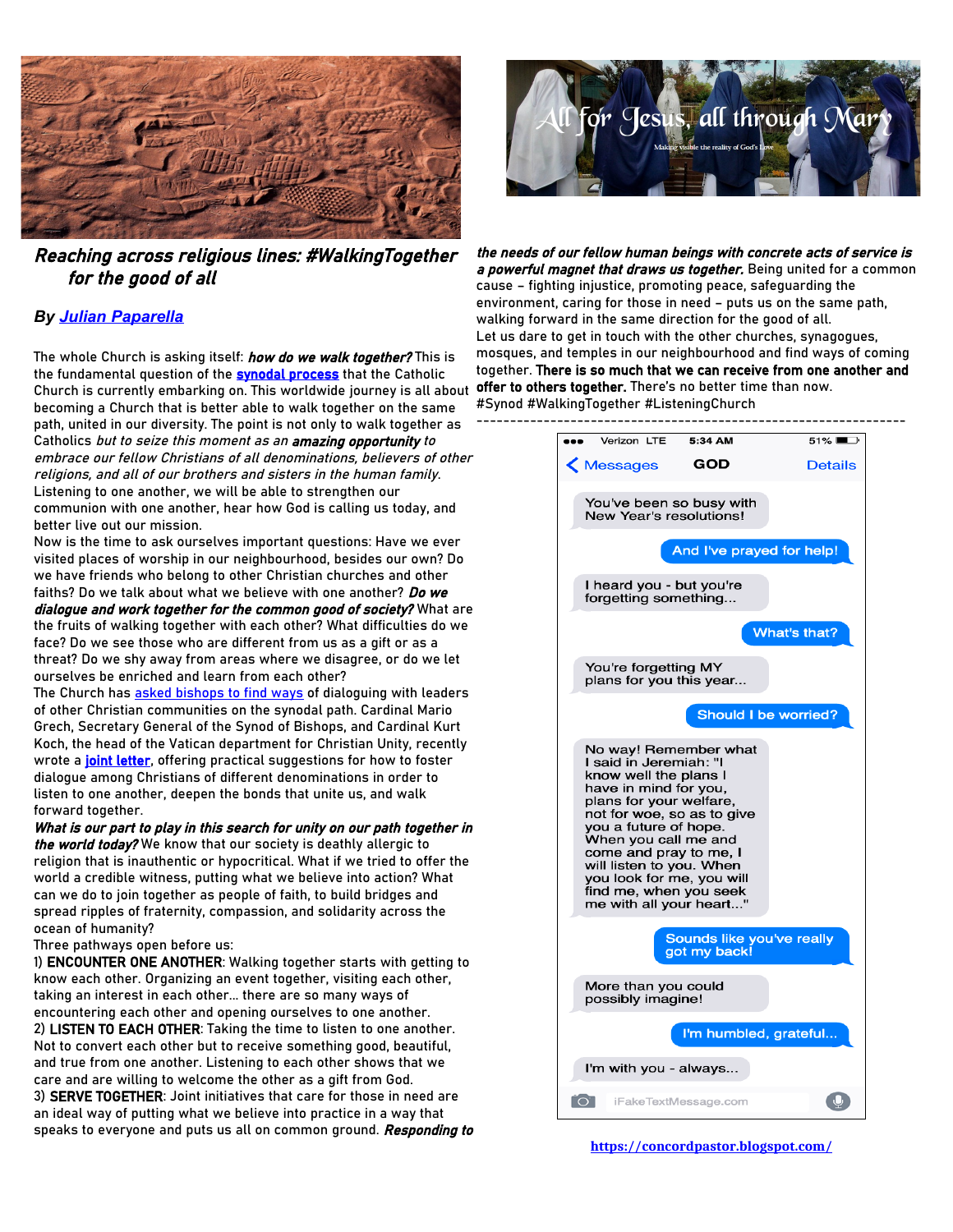## *Reaching across religious lines: #WalkingTogether for the good of all*

***By Julian Paparella***

The whole Church is asking itself: ***how do we walk together?*** This is the fundamental question of the **synodal process** that the Catholic Church is currently embarking on. This worldwide journey is all about becoming a Church that is better able to walk together on the same path, united in our diversity. The point is not only to walk together as Catholics *but to seize this moment as an* ***amazing opportunity*** *to embrace our fellow Christians of all denominations, believers of other religions, and all of our brothers and sisters in the human family.* Listening to one another, we will be able to strengthen our communion with one another, hear how God is calling us today, and better live out our mission.

Now is the time to ask ourselves important questions: Have we ever visited places of worship in our neighbourhood, besides our own? Do we have friends who belong to other Christian churches and other faiths? Do we talk about what we believe with one another? ***Do we dialogue and work together for the common good of society?*** What are the fruits of walking together with each other? What difficulties do we face? Do we see those who are different from us as a gift or as a threat? Do we shy away from areas where we disagree, or do we let ourselves be enriched and learn from each other?

The Church has asked bishops to find ways of dialoguing with leaders of other Christian communities on the synodal path. Cardinal Mario Grech, Secretary General of the Synod of Bishops, and Cardinal Kurt Koch, the head of the Vatican department for Christian Unity, recently wrote a **joint letter**, offering practical suggestions for how to foster dialogue among Christians of different denominations in order to listen to one another, deepen the bonds that unite us, and walk forward together.

***What is our part to play in this search for unity on our path together in the world today?*** We know that our society is deathly allergic to religion that is inauthentic or hypocritical. What if we tried to offer the world a credible witness, putting what we believe into action? What can we do to join together as people of faith, to build bridges and spread ripples of fraternity, compassion, and solidarity across the ocean of humanity?

Three pathways open before us:

1) ENCOUNTER ONE ANOTHER: Walking together starts with getting to know each other. Organizing an event together, visiting each other, taking an interest in each other… there are so many ways of encountering each other and opening ourselves to one another.

2) LISTEN TO EACH OTHER: Taking the time to listen to one another. Not to convert each other but to receive something good, beautiful, and true from one another. Listening to each other shows that we care and are willing to welcome the other as a gift from God.

3) SERVE TOGETHER: Joint initiatives that care for those in need are an ideal way of putting what we believe into practice in a way that speaks to everyone and puts us all on common ground. ***Responding to the needs of our fellow human beings with concrete acts of service is a powerful magnet that draws us together.*** Being united for a common cause – fighting injustice, promoting peace, safeguarding the environment, caring for those in need – puts us on the same path, walking forward in the same direction for the good of all.

Let us dare to get in touch with the other churches, synagogues, mosques, and temples in our neighbourhood and find ways of coming together. **There is so much that we can receive from one another and offer to others together.** There's no better time than now.

#Synod #WalkingTogether #ListeningChurch

---

https://concordpastor.blogspot.com/